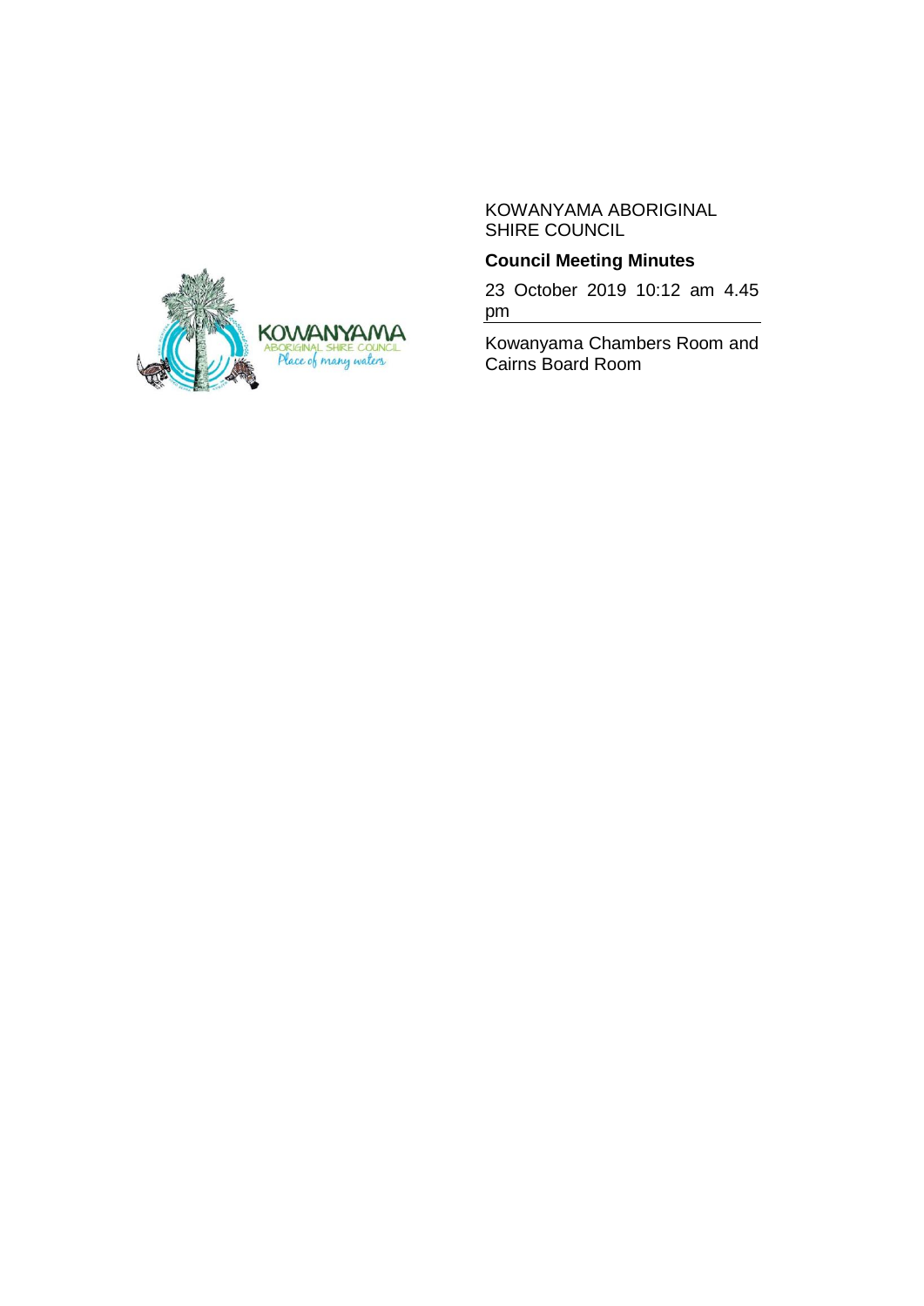KOWANYAMA ABORIGINAL SHIRE COUNCIL

**Council Meeting Minutes**

23 October 2019 10:12 am 4.45 pm

Kowanyama Chambers Room and Cairns Board Room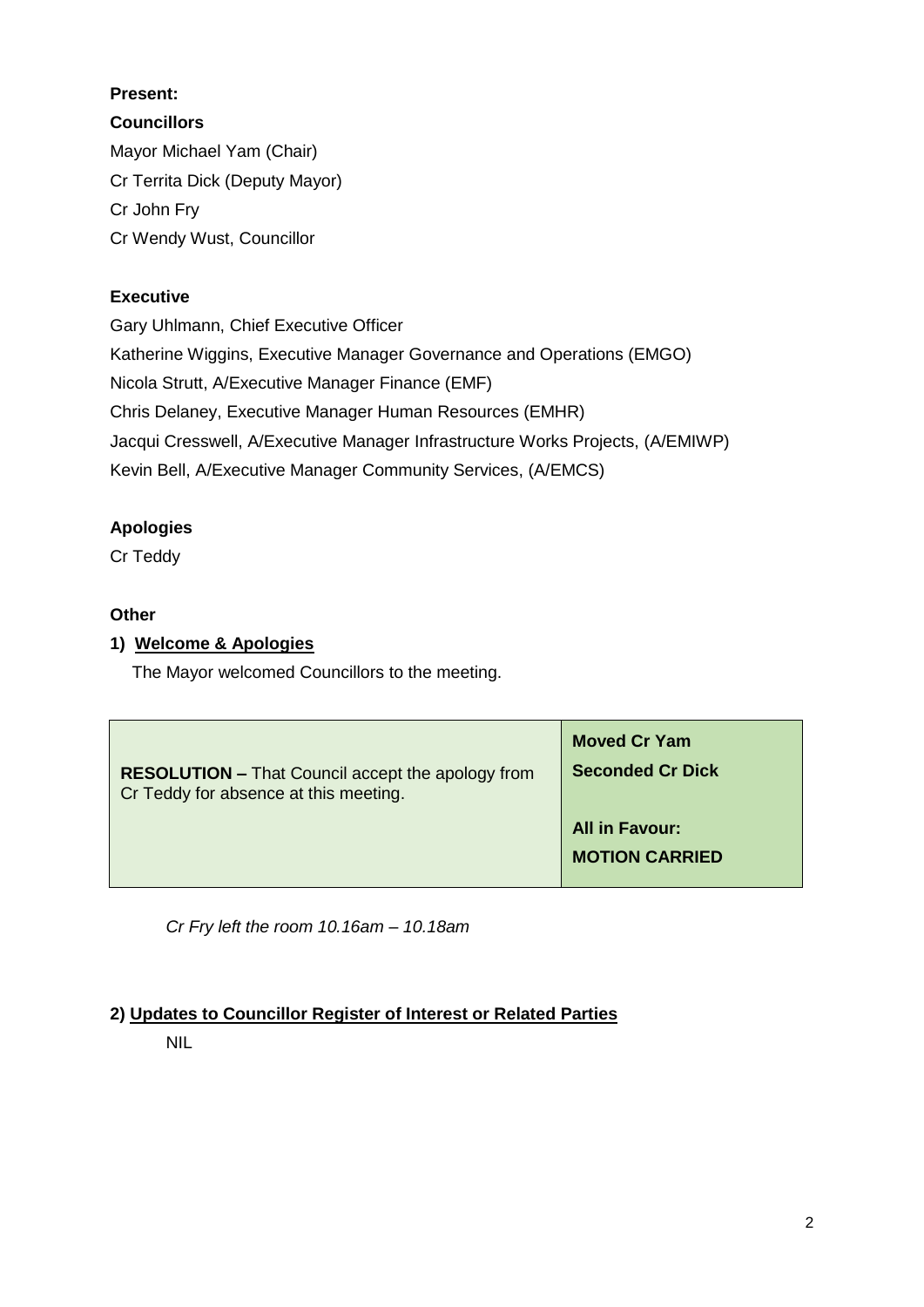**Present:**

**Councillors**

Mayor Michael Yam (Chair)

Cr Territa Dick (Deputy Mayor)

Cr John Fry

Cr Wendy Wust, Councillor

**Executive**

Gary Uhlmann, Chief Executive Officer

Katherine Wiggins, Executive Manager Governance and Operations (EMGO)

Nicola Strutt, A/Executive Manager Finance (EMF)

Chris Delaney, Executive Manager Human Resources (EMHR)

Jacqui Cresswell, A/Executive Manager Infrastructure Works Projects, (A/EMIWP)

Kevin Bell, A/Executive Manager Community Services, (A/EMCS)

**Apologies**

Cr Teddy

**Other**

**1) Welcome & Apologies**

The Mayor welcomed Councillors to the meeting.

| | |
|---|---|
| **RESOLUTION –** That Council accept the apology from Cr Teddy for absence at this meeting. | **Moved Cr Yam**<br>**Seconded Cr Dick**<br><br>**All in Favour:**<br>**MOTION CARRIED** |

*Cr Fry left the room 10.16am – 10.18am*

**2) Updates to Councillor Register of Interest or Related Parties**

NIL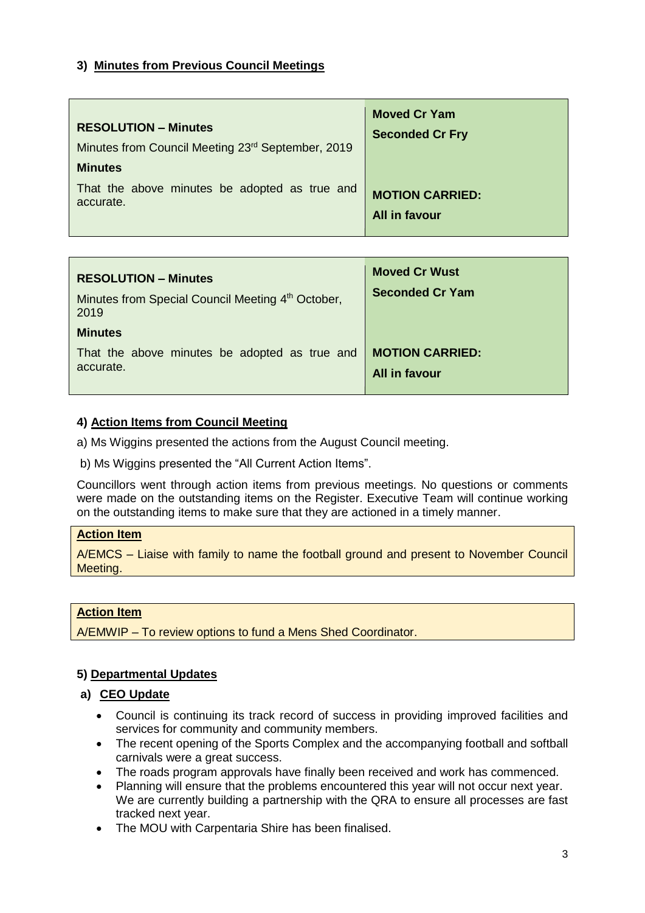### 3) Minutes from Previous Council Meetings

| **RESOLUTION – Minutes**<br>Minutes from Council Meeting 23rd September, 2019<br>**Minutes**<br>That the above minutes be adopted as true and accurate. | **Moved Cr Yam**<br>**Seconded Cr Fry**<br><br>**MOTION CARRIED:**<br>**All in favour** |
|---|---|

| **RESOLUTION – Minutes**<br>Minutes from Special Council Meeting 4th October, 2019<br>**Minutes**<br>That the above minutes be adopted as true and accurate. | **Moved Cr Wust**<br>**Seconded Cr Yam**<br><br>**MOTION CARRIED:**<br>**All in favour** |
|---|---|

### 4) Action Items from Council Meeting

a) Ms Wiggins presented the actions from the August Council meeting.

b) Ms Wiggins presented the "All Current Action Items".

Councillors went through action items from previous meetings. No questions or comments were made on the outstanding items on the Register. Executive Team will continue working on the outstanding items to make sure that they are actioned in a timely manner.

**Action Item**

A/EMCS – Liaise with family to name the football ground and present to November Council Meeting.

**Action Item**

A/EMWIP – To review options to fund a Mens Shed Coordinator.

### 5) Departmental Updates

#### a) CEO Update

- Council is continuing its track record of success in providing improved facilities and services for community and community members.
- The recent opening of the Sports Complex and the accompanying football and softball carnivals were a great success.
- The roads program approvals have finally been received and work has commenced.
- Planning will ensure that the problems encountered this year will not occur next year. We are currently building a partnership with the QRA to ensure all processes are fast tracked next year.
- The MOU with Carpentaria Shire has been finalised.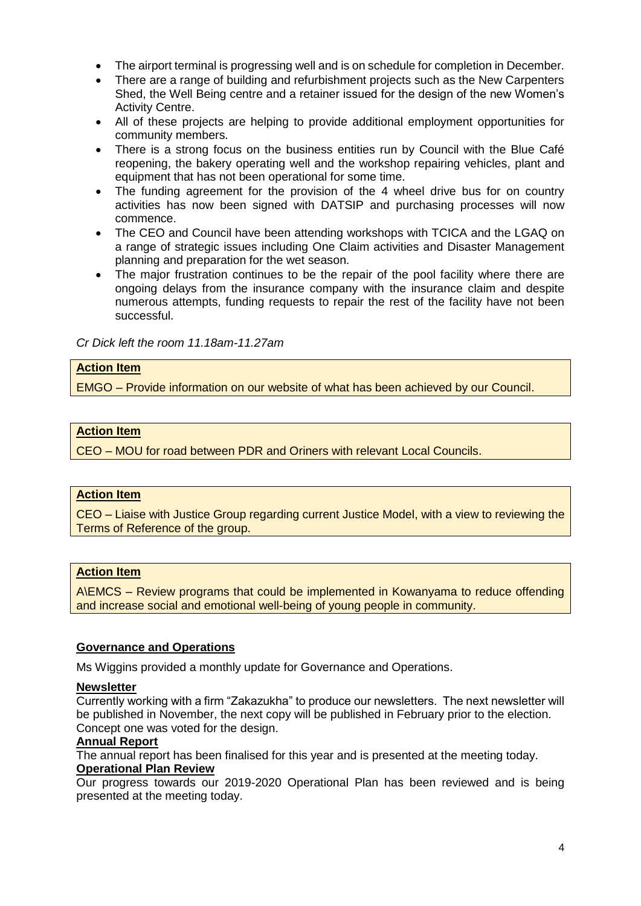- The airport terminal is progressing well and is on schedule for completion in December.
- There are a range of building and refurbishment projects such as the New Carpenters Shed, the Well Being centre and a retainer issued for the design of the new Women's Activity Centre.
- All of these projects are helping to provide additional employment opportunities for community members.
- There is a strong focus on the business entities run by Council with the Blue Café reopening, the bakery operating well and the workshop repairing vehicles, plant and equipment that has not been operational for some time.
- The funding agreement for the provision of the 4 wheel drive bus for on country activities has now been signed with DATSIP and purchasing processes will now commence.
- The CEO and Council have been attending workshops with TCICA and the LGAQ on a range of strategic issues including One Claim activities and Disaster Management planning and preparation for the wet season.
- The major frustration continues to be the repair of the pool facility where there are ongoing delays from the insurance company with the insurance claim and despite numerous attempts, funding requests to repair the rest of the facility have not been successful.

*Cr Dick left the room 11.18am-11.27am*

| **Action Item** |
|---|
| EMGO – Provide information on our website of what has been achieved by our Council. |

| **Action Item** |
|---|
| CEO – MOU for road between PDR and Oriners with relevant Local Councils. |

| **Action Item** |
|---|
| CEO – Liaise with Justice Group regarding current Justice Model, with a view to reviewing the Terms of Reference of the group. |

| **Action Item** |
|---|
| A\EMCS – Review programs that could be implemented in Kowanyama to reduce offending and increase social and emotional well-being of young people in community. |

**Governance and Operations**

Ms Wiggins provided a monthly update for Governance and Operations.

**Newsletter**

Currently working with a firm "Zakazukha" to produce our newsletters. The next newsletter will be published in November, the next copy will be published in February prior to the election. Concept one was voted for the design.

**Annual Report**

The annual report has been finalised for this year and is presented at the meeting today.

**Operational Plan Review**

Our progress towards our 2019-2020 Operational Plan has been reviewed and is being presented at the meeting today.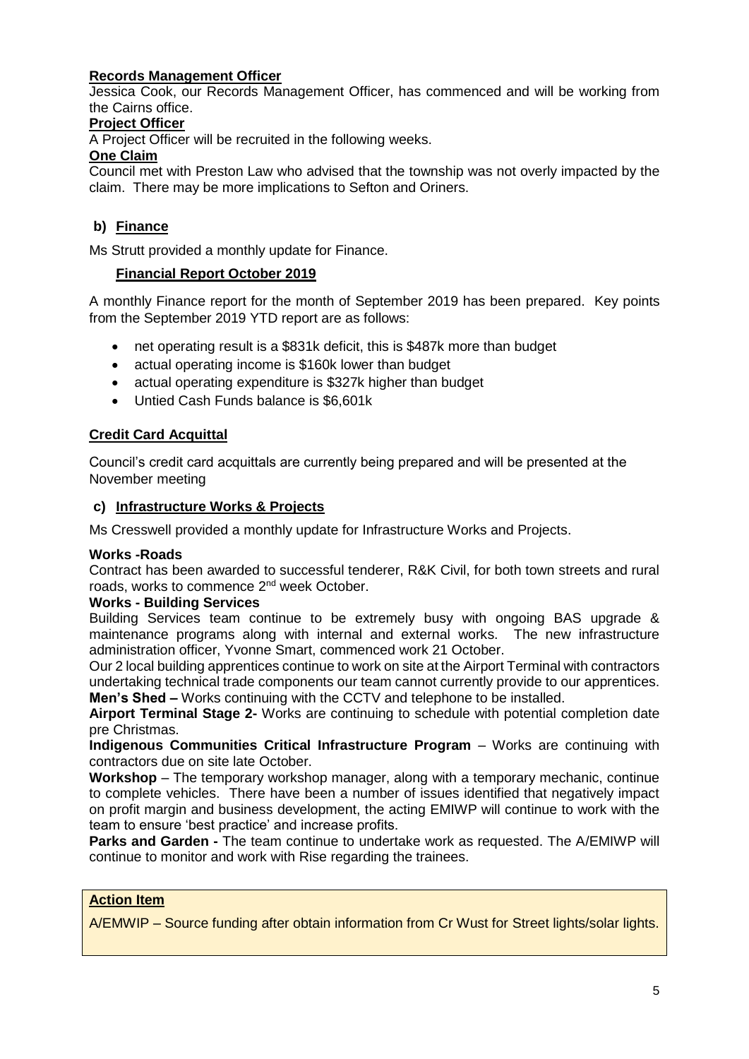**Records Management Officer**

Jessica Cook, our Records Management Officer, has commenced and will be working from the Cairns office.

**Project Officer**

A Project Officer will be recruited in the following weeks.

**One Claim**

Council met with Preston Law who advised that the township was not overly impacted by the claim. There may be more implications to Sefton and Oriners.

## b) Finance

Ms Strutt provided a monthly update for Finance.

### Financial Report October 2019

A monthly Finance report for the month of September 2019 has been prepared. Key points from the September 2019 YTD report are as follows:

- net operating result is a $831k deficit, this is $487k more than budget
- actual operating income is $160k lower than budget
- actual operating expenditure is $327k higher than budget
- Untied Cash Funds balance is $6,601k

### Credit Card Acquittal

Council's credit card acquittals are currently being prepared and will be presented at the November meeting

## c) Infrastructure Works & Projects

Ms Cresswell provided a monthly update for Infrastructure Works and Projects.

**Works -Roads**

Contract has been awarded to successful tenderer, R&K Civil, for both town streets and rural roads, works to commence 2nd week October.

**Works - Building Services**

Building Services team continue to be extremely busy with ongoing BAS upgrade & maintenance programs along with internal and external works. The new infrastructure administration officer, Yvonne Smart, commenced work 21 October.

Our 2 local building apprentices continue to work on site at the Airport Terminal with contractors undertaking technical trade components our team cannot currently provide to our apprentices.

**Men's Shed –** Works continuing with the CCTV and telephone to be installed.

**Airport Terminal Stage 2-** Works are continuing to schedule with potential completion date pre Christmas.

**Indigenous Communities Critical Infrastructure Program** – Works are continuing with contractors due on site late October.

**Workshop** – The temporary workshop manager, along with a temporary mechanic, continue to complete vehicles. There have been a number of issues identified that negatively impact on profit margin and business development, the acting EMIWP will continue to work with the team to ensure 'best practice' and increase profits.

**Parks and Garden -** The team continue to undertake work as requested. The A/EMIWP will continue to monitor and work with Rise regarding the trainees.

**Action Item**

A/EMWIP – Source funding after obtain information from Cr Wust for Street lights/solar lights.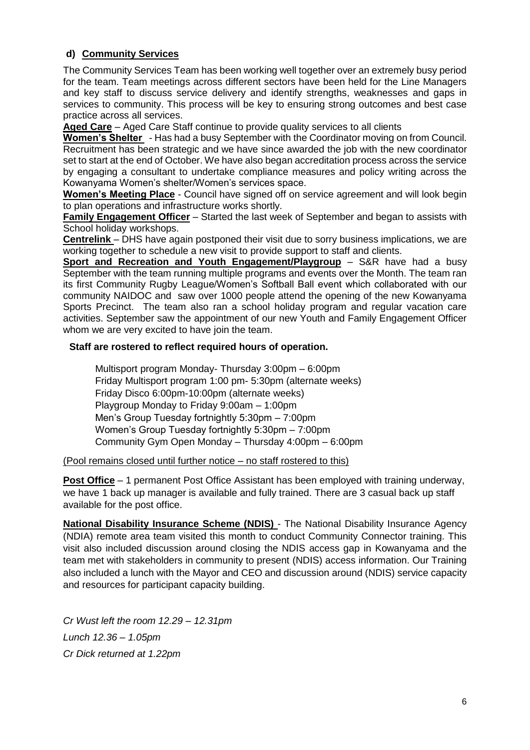### d) **Community Services**

The Community Services Team has been working well together over an extremely busy period for the team. Team meetings across different sectors have been held for the Line Managers and key staff to discuss service delivery and identify strengths, weaknesses and gaps in services to community. This process will be key to ensuring strong outcomes and best case practice across all services.

**Aged Care** – Aged Care Staff continue to provide quality services to all clients

**Women's Shelter** - Has had a busy September with the Coordinator moving on from Council. Recruitment has been strategic and we have since awarded the job with the new coordinator set to start at the end of October. We have also began accreditation process across the service by engaging a consultant to undertake compliance measures and policy writing across the Kowanyama Women's shelter/Women's services space.

**Women's Meeting Place** - Council have signed off on service agreement and will look begin to plan operations and infrastructure works shortly.

**Family Engagement Officer** – Started the last week of September and began to assists with School holiday workshops.

**Centrelink** – DHS have again postponed their visit due to sorry business implications, we are working together to schedule a new visit to provide support to staff and clients.

**Sport and Recreation and Youth Engagement/Playgroup** – S&R have had a busy September with the team running multiple programs and events over the Month. The team ran its first Community Rugby League/Women's Softball Ball event which collaborated with our community NAIDOC and saw over 1000 people attend the opening of the new Kowanyama Sports Precinct. The team also ran a school holiday program and regular vacation care activities. September saw the appointment of our new Youth and Family Engagement Officer whom we are very excited to have join the team.

**Staff are rostered to reflect required hours of operation.**

Multisport program Monday- Thursday 3:00pm – 6:00pm
Friday Multisport program 1:00 pm- 5:30pm (alternate weeks)
Friday Disco 6:00pm-10:00pm (alternate weeks)
Playgroup Monday to Friday 9:00am – 1:00pm
Men's Group Tuesday fortnightly 5:30pm – 7:00pm
Women's Group Tuesday fortnightly 5:30pm – 7:00pm
Community Gym Open Monday – Thursday 4:00pm – 6:00pm

(Pool remains closed until further notice – no staff rostered to this)

**Post Office** – 1 permanent Post Office Assistant has been employed with training underway, we have 1 back up manager is available and fully trained. There are 3 casual back up staff available for the post office.

**National Disability Insurance Scheme (NDIS)** - The National Disability Insurance Agency (NDIA) remote area team visited this month to conduct Community Connector training. This visit also included discussion around closing the NDIS access gap in Kowanyama and the team met with stakeholders in community to present (NDIS) access information. Our Training also included a lunch with the Mayor and CEO and discussion around (NDIS) service capacity and resources for participant capacity building.

*Cr Wust left the room 12.29 – 12.31pm*

*Lunch 12.36 – 1.05pm*

*Cr Dick returned at 1.22pm*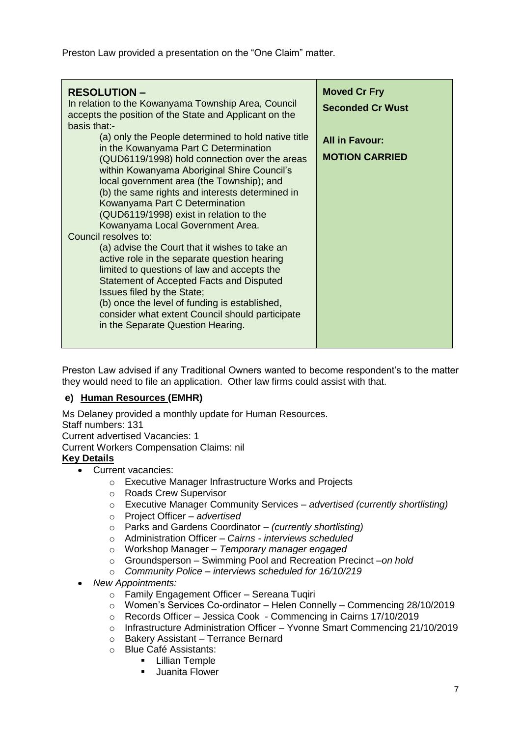Preston Law provided a presentation on the "One Claim" matter.

| **RESOLUTION –**<br>In relation to the Kowanyama Township Area, Council accepts the position of the State and Applicant on the basis that:-<br>(a) only the People determined to hold native title in the Kowanyama Part C Determination (QUD6119/1998) hold connection over the areas within Kowanyama Aboriginal Shire Council's local government area (the Township); and<br>(b) the same rights and interests determined in Kowanyama Part C Determination (QUD6119/1998) exist in relation to the Kowanyama Local Government Area.<br>Council resolves to:<br>(a) advise the Court that it wishes to take an active role in the separate question hearing limited to questions of law and accepts the Statement of Accepted Facts and Disputed Issues filed by the State;<br>(b) once the level of funding is established, consider what extent Council should participate in the Separate Question Hearing. | **Moved Cr Fry**<br>**Seconded Cr Wust**<br><br>**All in Favour:**<br>**MOTION CARRIED** |
|---|---|

Preston Law advised if any Traditional Owners wanted to become respondent's to the matter they would need to file an application. Other law firms could assist with that.

**e) Human Resources (EMHR)**

Ms Delaney provided a monthly update for Human Resources.
Staff numbers: 131
Current advertised Vacancies: 1
Current Workers Compensation Claims: nil

**Key Details**

- Current vacancies:
  - Executive Manager Infrastructure Works and Projects
  - Roads Crew Supervisor
  - Executive Manager Community Services – *advertised (currently shortlisting)*
  - Project Officer – *advertised*
  - Parks and Gardens Coordinator – *(currently shortlisting)*
  - Administration Officer – *Cairns - interviews scheduled*
  - Workshop Manager – *Temporary manager engaged*
  - Groundsperson – Swimming Pool and Recreation Precinct –*on hold*
  - *Community Police – interviews scheduled for 16/10/219*
- *New Appointments:*
  - Family Engagement Officer – Sereana Tuqiri
  - Women's Services Co-ordinator – Helen Connelly – Commencing 28/10/2019
  - Records Officer – Jessica Cook - Commencing in Cairns 17/10/2019
  - Infrastructure Administration Officer – Yvonne Smart Commencing 21/10/2019
  - Bakery Assistant – Terrance Bernard
  - Blue Café Assistants:
    - Lillian Temple
    - Juanita Flower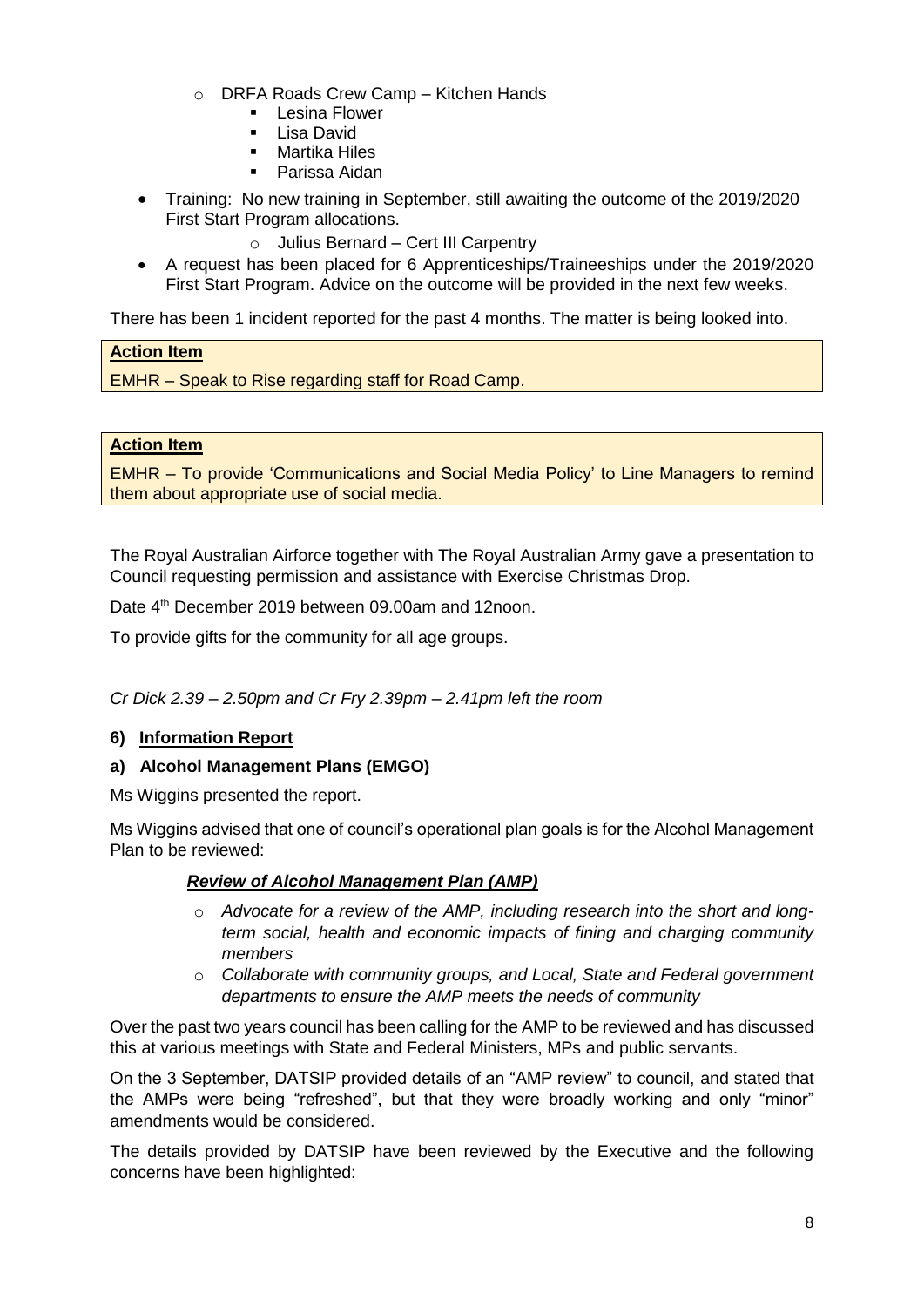- DRFA Roads Crew Camp – Kitchen Hands
    - Lesina Flower
    - Lisa David
    - Martika Hiles
    - Parissa Aidan

- Training: No new training in September, still awaiting the outcome of the 2019/2020 First Start Program allocations.
    - Julius Bernard – Cert III Carpentry
- A request has been placed for 6 Apprenticeships/Traineeships under the 2019/2020 First Start Program. Advice on the outcome will be provided in the next few weeks.

There has been 1 incident reported for the past 4 months. The matter is being looked into.

**Action Item**

EMHR – Speak to Rise regarding staff for Road Camp.

**Action Item**

EMHR – To provide 'Communications and Social Media Policy' to Line Managers to remind them about appropriate use of social media.

The Royal Australian Airforce together with The Royal Australian Army gave a presentation to Council requesting permission and assistance with Exercise Christmas Drop.

Date 4th December 2019 between 09.00am and 12noon.

To provide gifts for the community for all age groups.

*Cr Dick 2.39 – 2.50pm and Cr Fry 2.39pm – 2.41pm left the room*

**6) Information Report**

**a) Alcohol Management Plans (EMGO)**

Ms Wiggins presented the report.

Ms Wiggins advised that one of council's operational plan goals is for the Alcohol Management Plan to be reviewed:

***Review of Alcohol Management Plan (AMP)***

- *Advocate for a review of the AMP, including research into the short and long-term social, health and economic impacts of fining and charging community members*
- *Collaborate with community groups, and Local, State and Federal government departments to ensure the AMP meets the needs of community*

Over the past two years council has been calling for the AMP to be reviewed and has discussed this at various meetings with State and Federal Ministers, MPs and public servants.

On the 3 September, DATSIP provided details of an "AMP review" to council, and stated that the AMPs were being "refreshed", but that they were broadly working and only "minor" amendments would be considered.

The details provided by DATSIP have been reviewed by the Executive and the following concerns have been highlighted: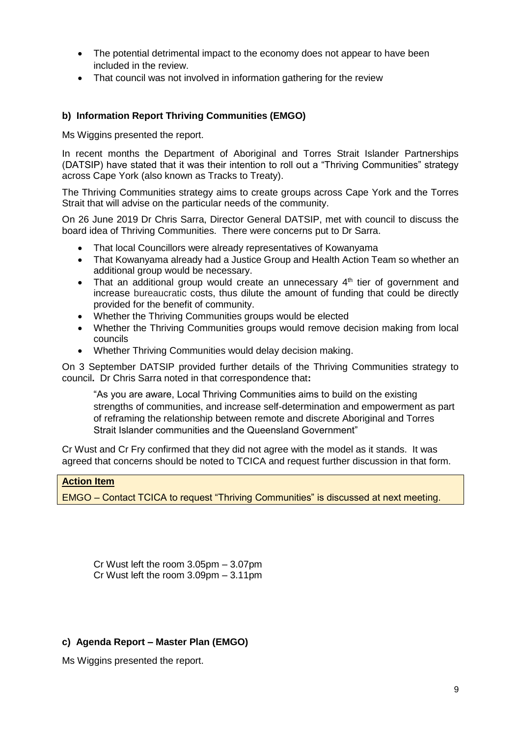- The potential detrimental impact to the economy does not appear to have been included in the review.
- That council was not involved in information gathering for the review

**b) Information Report Thriving Communities (EMGO)**

Ms Wiggins presented the report.

In recent months the Department of Aboriginal and Torres Strait Islander Partnerships (DATSIP) have stated that it was their intention to roll out a "Thriving Communities" strategy across Cape York (also known as Tracks to Treaty).

The Thriving Communities strategy aims to create groups across Cape York and the Torres Strait that will advise on the particular needs of the community.

On 26 June 2019 Dr Chris Sarra, Director General DATSIP, met with council to discuss the board idea of Thriving Communities. There were concerns put to Dr Sarra.

- That local Councillors were already representatives of Kowanyama
- That Kowanyama already had a Justice Group and Health Action Team so whether an additional group would be necessary.
- That an additional group would create an unnecessary 4th tier of government and increase bureaucratic costs, thus dilute the amount of funding that could be directly provided for the benefit of community.
- Whether the Thriving Communities groups would be elected
- Whether the Thriving Communities groups would remove decision making from local councils
- Whether Thriving Communities would delay decision making.

On 3 September DATSIP provided further details of the Thriving Communities strategy to council**.** Dr Chris Sarra noted in that correspondence that**:**

> "As you are aware, Local Thriving Communities aims to build on the existing strengths of communities, and increase self-determination and empowerment as part of reframing the relationship between remote and discrete Aboriginal and Torres Strait Islander communities and the Queensland Government"

Cr Wust and Cr Fry confirmed that they did not agree with the model as it stands. It was agreed that concerns should be noted to TCICA and request further discussion in that form.

| **Action Item** |
| --- |
| EMGO – Contact TCICA to request "Thriving Communities" is discussed at next meeting. |

Cr Wust left the room 3.05pm – 3.07pm
Cr Wust left the room 3.09pm – 3.11pm

**c) Agenda Report – Master Plan (EMGO)**

Ms Wiggins presented the report.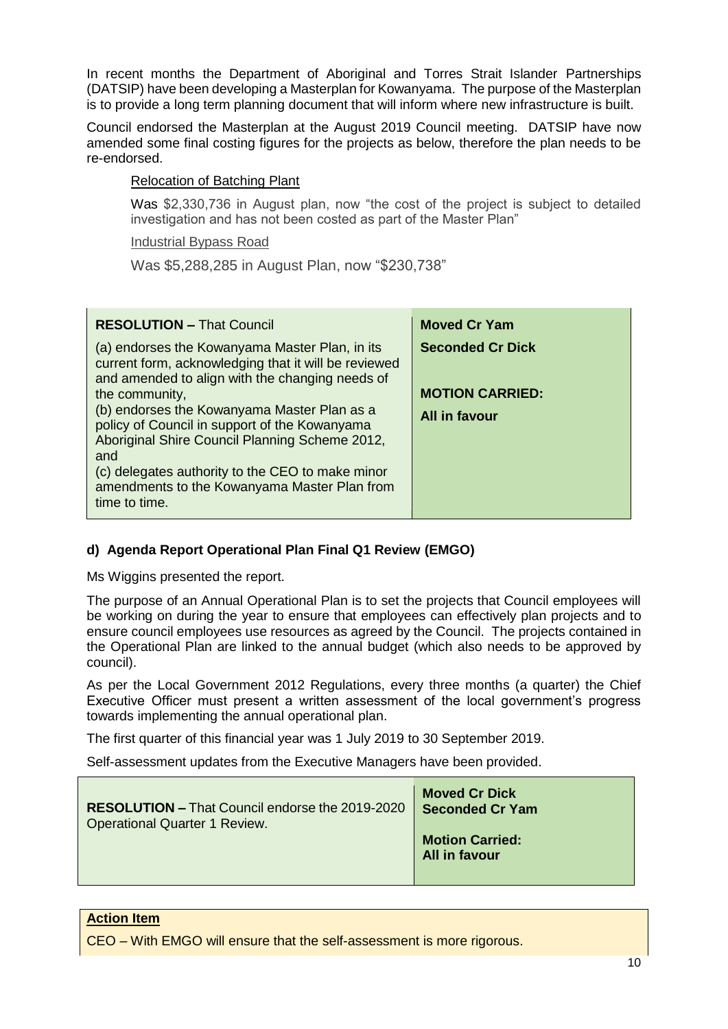In recent months the Department of Aboriginal and Torres Strait Islander Partnerships (DATSIP) have been developing a Masterplan for Kowanyama. The purpose of the Masterplan is to provide a long term planning document that will inform where new infrastructure is built.

Council endorsed the Masterplan at the August 2019 Council meeting. DATSIP have now amended some final costing figures for the projects as below, therefore the plan needs to be re-endorsed.

Relocation of Batching Plant

Was $2,330,736 in August plan, now "the cost of the project is subject to detailed investigation and has not been costed as part of the Master Plan"

Industrial Bypass Road

Was $5,288,285 in August Plan, now "$230,738"

| **RESOLUTION –** That Council<br>(a) endorses the Kowanyama Master Plan, in its current form, acknowledging that it will be reviewed and amended to align with the changing needs of the community,<br>(b) endorses the Kowanyama Master Plan as a policy of Council in support of the Kowanyama Aboriginal Shire Council Planning Scheme 2012, and<br>(c) delegates authority to the CEO to make minor amendments to the Kowanyama Master Plan from time to time. | **Moved Cr Yam**<br>**Seconded Cr Dick**<br><br>**MOTION CARRIED:**<br>**All in favour** |
|---|---|

## d) Agenda Report Operational Plan Final Q1 Review (EMGO)

Ms Wiggins presented the report.

The purpose of an Annual Operational Plan is to set the projects that Council employees will be working on during the year to ensure that employees can effectively plan projects and to ensure council employees use resources as agreed by the Council. The projects contained in the Operational Plan are linked to the annual budget (which also needs to be approved by council).

As per the Local Government 2012 Regulations, every three months (a quarter) the Chief Executive Officer must present a written assessment of the local government's progress towards implementing the annual operational plan.

The first quarter of this financial year was 1 July 2019 to 30 September 2019.

Self-assessment updates from the Executive Managers have been provided.

| **RESOLUTION –** That Council endorse the 2019-2020 Operational Quarter 1 Review. | **Moved Cr Dick**<br>**Seconded Cr Yam**<br><br>**Motion Carried:**<br>**All in favour** |
|---|---|

| **Action Item** |
|---|
| CEO – With EMGO will ensure that the self-assessment is more rigorous. |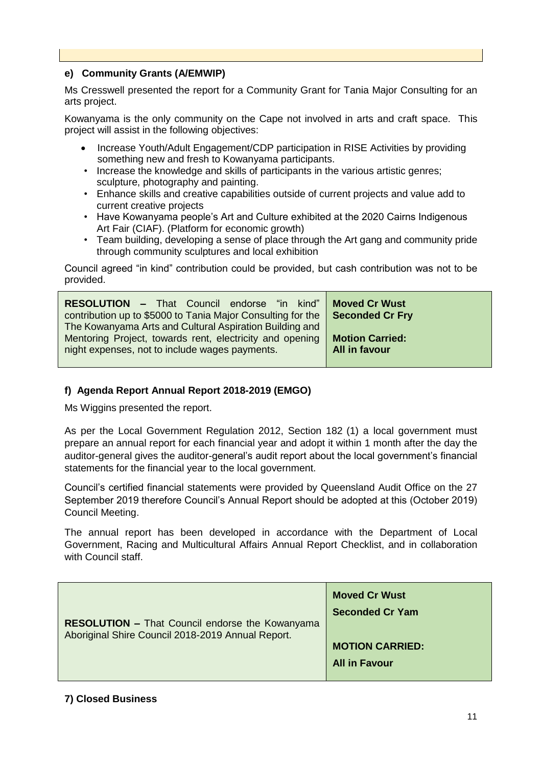### e) Community Grants (A/EMWIP)

Ms Cresswell presented the report for a Community Grant for Tania Major Consulting for an arts project.

Kowanyama is the only community on the Cape not involved in arts and craft space. This project will assist in the following objectives:

- Increase Youth/Adult Engagement/CDP participation in RISE Activities by providing something new and fresh to Kowanyama participants.
- Increase the knowledge and skills of participants in the various artistic genres; sculpture, photography and painting.
- Enhance skills and creative capabilities outside of current projects and value add to current creative projects
- Have Kowanyama people's Art and Culture exhibited at the 2020 Cairns Indigenous Art Fair (CIAF). (Platform for economic growth)
- Team building, developing a sense of place through the Art gang and community pride through community sculptures and local exhibition

Council agreed "in kind" contribution could be provided, but cash contribution was not to be provided.

| | |
|---|---|
| **RESOLUTION –** That Council endorse "in kind" contribution up to $5000 to Tania Major Consulting for the The Kowanyama Arts and Cultural Aspiration Building and Mentoring Project, towards rent, electricity and opening night expenses, not to include wages payments. | **Moved Cr Wust**<br>**Seconded Cr Fry**<br><br>**Motion Carried:**<br>**All in favour** |

### f) Agenda Report Annual Report 2018-2019 (EMGO)

Ms Wiggins presented the report.

As per the Local Government Regulation 2012, Section 182 (1) a local government must prepare an annual report for each financial year and adopt it within 1 month after the day the auditor-general gives the auditor-general's audit report about the local government's financial statements for the financial year to the local government.

Council's certified financial statements were provided by Queensland Audit Office on the 27 September 2019 therefore Council's Annual Report should be adopted at this (October 2019) Council Meeting.

The annual report has been developed in accordance with the Department of Local Government, Racing and Multicultural Affairs Annual Report Checklist, and in collaboration with Council staff.

| | |
|---|---|
| **RESOLUTION –** That Council endorse the Kowanyama Aboriginal Shire Council 2018-2019 Annual Report. | **Moved Cr Wust**<br>**Seconded Cr Yam**<br><br>**MOTION CARRIED:**<br>**All in Favour** |

### 7) Closed Business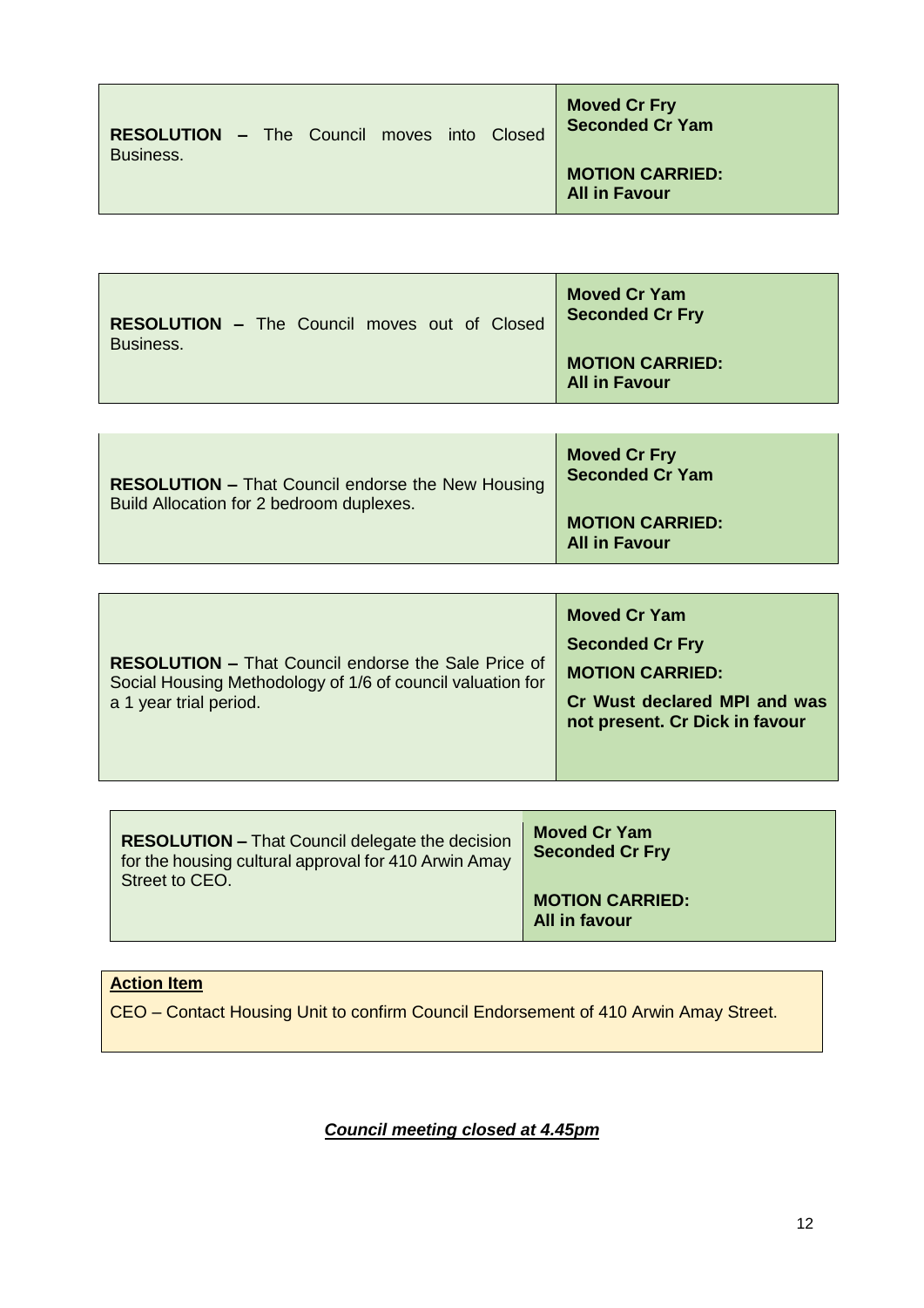| | |
|---|---|
| **RESOLUTION –** The Council moves into Closed Business. | **Moved Cr Fry**<br>**Seconded Cr Yam**<br><br>**MOTION CARRIED:**<br>**All in Favour** |

| | |
|---|---|
| **RESOLUTION –** The Council moves out of Closed Business. | **Moved Cr Yam**<br>**Seconded Cr Fry**<br><br>**MOTION CARRIED:**<br>**All in Favour** |

| | |
|---|---|
| **RESOLUTION –** That Council endorse the New Housing Build Allocation for 2 bedroom duplexes. | **Moved Cr Fry**<br>**Seconded Cr Yam**<br><br>**MOTION CARRIED:**<br>**All in Favour** |

| | |
|---|---|
| **RESOLUTION –** That Council endorse the Sale Price of Social Housing Methodology of 1/6 of council valuation for a 1 year trial period. | **Moved Cr Yam**<br>**Seconded Cr Fry**<br>**MOTION CARRIED:**<br>**Cr Wust declared MPI and was not present. Cr Dick in favour** |

| | |
|---|---|
| **RESOLUTION –** That Council delegate the decision for the housing cultural approval for 410 Arwin Amay Street to CEO. | **Moved Cr Yam**<br>**Seconded Cr Fry**<br><br>**MOTION CARRIED:**<br>**All in favour** |

**Action Item**

CEO – Contact Housing Unit to confirm Council Endorsement of 410 Arwin Amay Street.

***Council meeting closed at 4.45pm***